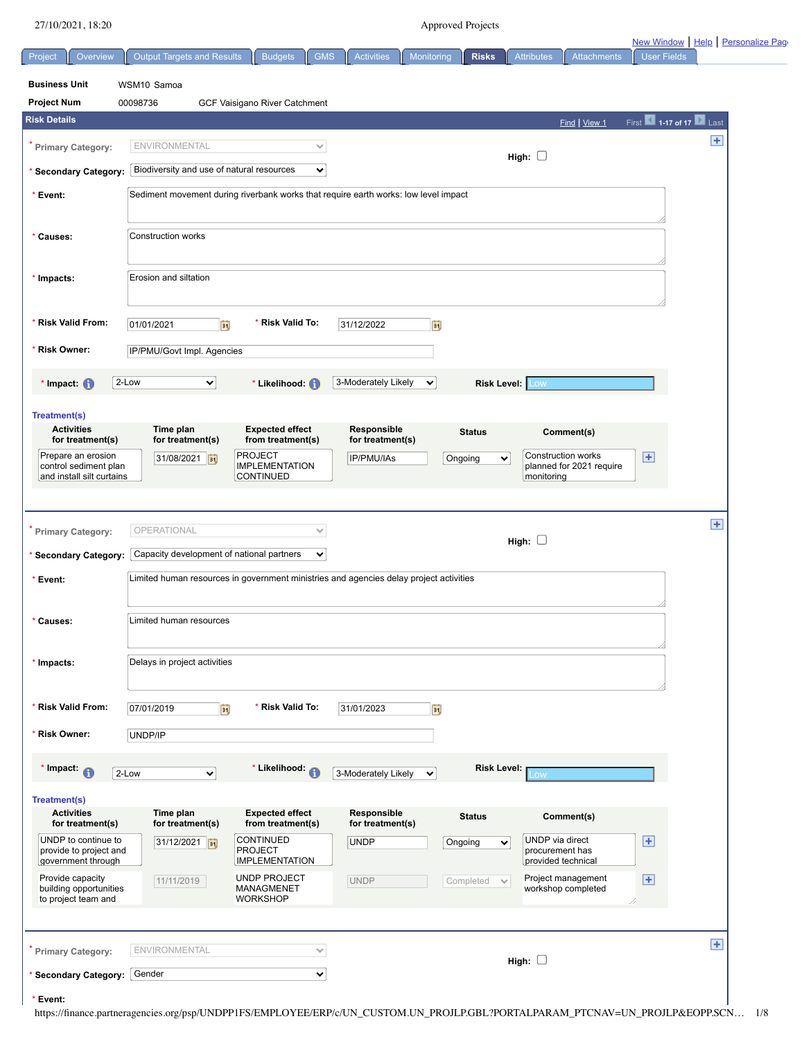Approved Projects

Project | Overview | Output Targets and Results | Budgets | GMS | Activities | Monitoring | **Risks** | Attributes | Attachments | User Fields

New Window | Help | Personalize Page

**Business Unit** WSM10 Samoa

**Project Num** 00098736 GCF Vaisigano River Catchment

## Risk Details

Find | View 1 First 1-17 of 17 Last

\* **Primary Category:** ENVIRONMENTAL

**High:** ☐

\* **Secondary Category:** Biodiversity and use of natural resources

\* **Event:** Sediment movement during riverbank works that require earth works: low level impact

\* **Causes:** Construction works

\* **Impacts:** Erosion and siltation

\* **Risk Valid From:** 01/01/2021 \* **Risk Valid To:** 31/12/2022

\* **Risk Owner:** IP/PMU/Govt Impl. Agencies

\* **Impact:** 2-Low \* **Likelihood:** 3-Moderately Likely **Risk Level:** Low

**Treatment(s)**

| Activities for treatment(s) | Time plan for treatment(s) | Expected effect from treatment(s) | Responsible for treatment(s) | Status | Comment(s) |
|---|---|---|---|---|---|
| Prepare an erosion control sediment plan and install silt curtains | 31/08/2021 | PROJECT IMPLEMENTATION CONTINUED | IP/PMU/IAs | Ongoing | Construction works planned for 2021 require monitoring |

\* **Primary Category:** OPERATIONAL

**High:** ☐

\* **Secondary Category:** Capacity development of national partners

\* **Event:** Limited human resources in government ministries and agencies delay project activities

\* **Causes:** Limited human resources

\* **Impacts:** Delays in project activities

\* **Risk Valid From:** 07/01/2019 \* **Risk Valid To:** 31/01/2023

\* **Risk Owner:** UNDP/IP

\* **Impact:** 2-Low \* **Likelihood:** 3-Moderately Likely **Risk Level:** Low

**Treatment(s)**

| Activities for treatment(s) | Time plan for treatment(s) | Expected effect from treatment(s) | Responsible for treatment(s) | Status | Comment(s) |
|---|---|---|---|---|---|
| UNDP to continue to provide to project and government through | 31/12/2021 | CONTINUED PROJECT IMPLEMENTATION | UNDP | Ongoing | UNDP via direct procurement has provided technical |
| Provide capacity building opportunities to project team and | 11/11/2019 | UNDP PROJECT MANAGMENET WORKSHOP | UNDP | Completed | Project management workshop completed |

\* **Primary Category:** ENVIRONMENTAL

**High:** ☐

\* **Secondary Category:** Gender

\* **Event:**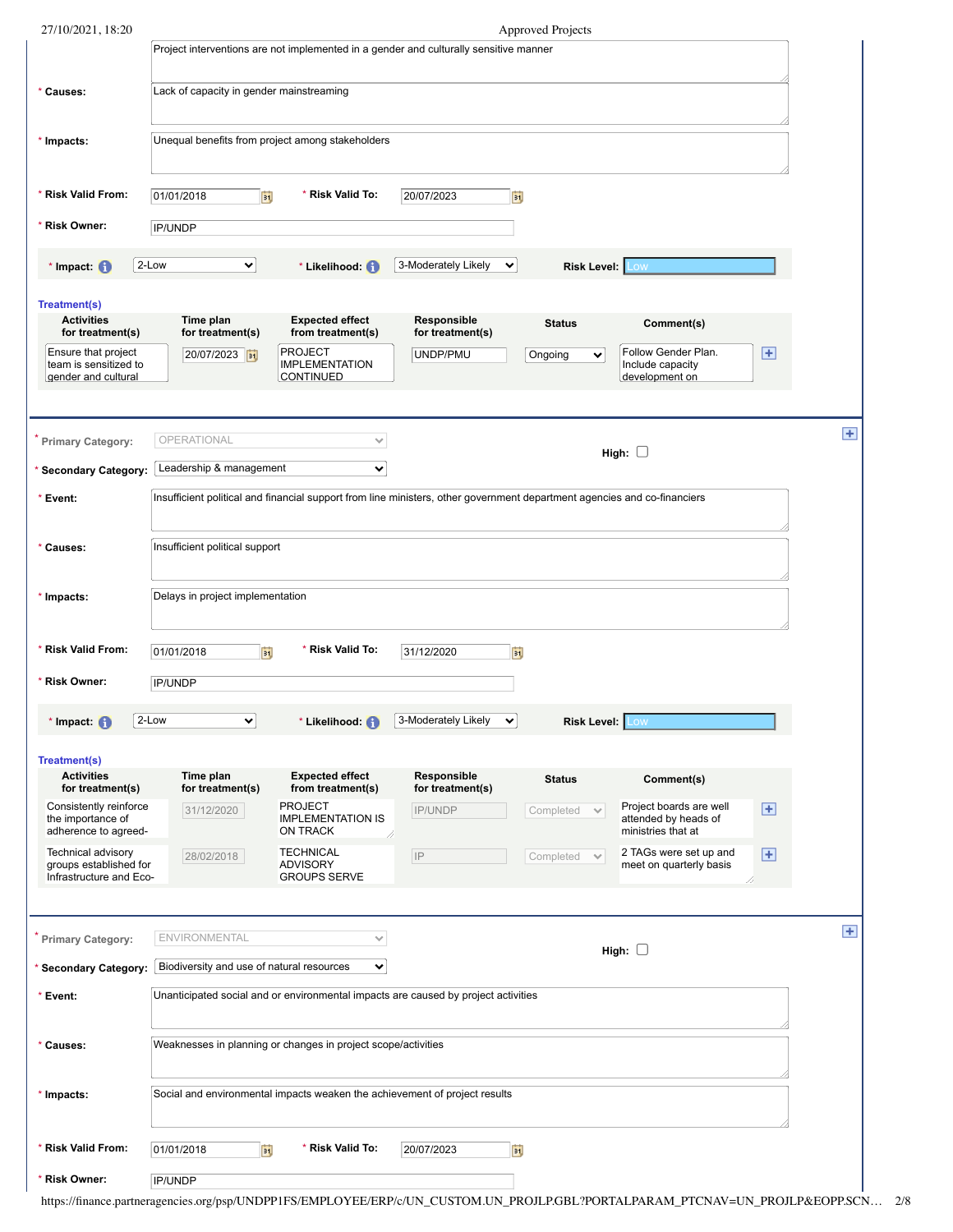Project interventions are not implemented in a gender and culturally sensitive manner

**\* Causes:** Lack of capacity in gender mainstreaming

**\* Impacts:** Unequal benefits from project among stakeholders

**\* Risk Valid From:** 01/01/2018 **\* Risk Valid To:** 20/07/2023

**\* Risk Owner:** IP/UNDP

**\* Impact:** 2-Low **\* Likelihood:** 3-Moderately Likely **Risk Level:** Low

**Treatment(s)**

| Activities for treatment(s) | Time plan for treatment(s) | Expected effect from treatment(s) | Responsible for treatment(s) | Status | Comment(s) |
|---|---|---|---|---|---|
| Ensure that project team is sensitized to gender and cultural | 20/07/2023 | PROJECT IMPLEMENTATION CONTINUED | UNDP/PMU | Ongoing | Follow Gender Plan. Include capacity development on |

---

**\* Primary Category:** OPERATIONAL **High:** ☐

**\* Secondary Category:** Leadership & management

**\* Event:** Insufficient political and financial support from line ministers, other government department agencies and co-financiers

**\* Causes:** Insufficient political support

**\* Impacts:** Delays in project implementation

**\* Risk Valid From:** 01/01/2018 **\* Risk Valid To:** 31/12/2020

**\* Risk Owner:** IP/UNDP

**\* Impact:** 2-Low **\* Likelihood:** 3-Moderately Likely **Risk Level:** Low

**Treatment(s)**

| Activities for treatment(s) | Time plan for treatment(s) | Expected effect from treatment(s) | Responsible for treatment(s) | Status | Comment(s) |
|---|---|---|---|---|---|
| Consistently reinforce the importance of adherence to agreed- | 31/12/2020 | PROJECT IMPLEMENTATION IS ON TRACK | IP/UNDP | Completed | Project boards are well attended by heads of ministries that at |
| Technical advisory groups established for Infrastructure and Eco- | 28/02/2018 | TECHNICAL ADVISORY GROUPS SERVE | IP | Completed | 2 TAGs were set up and meet on quarterly basis |

---

**\* Primary Category:** ENVIRONMENTAL **High:** ☐

**\* Secondary Category:** Biodiversity and use of natural resources

**\* Event:** Unanticipated social and or environmental impacts are caused by project activities

**\* Causes:** Weaknesses in planning or changes in project scope/activities

**\* Impacts:** Social and environmental impacts weaken the achievement of project results

**\* Risk Valid From:** 01/01/2018 **\* Risk Valid To:** 20/07/2023

**\* Risk Owner:** IP/UNDP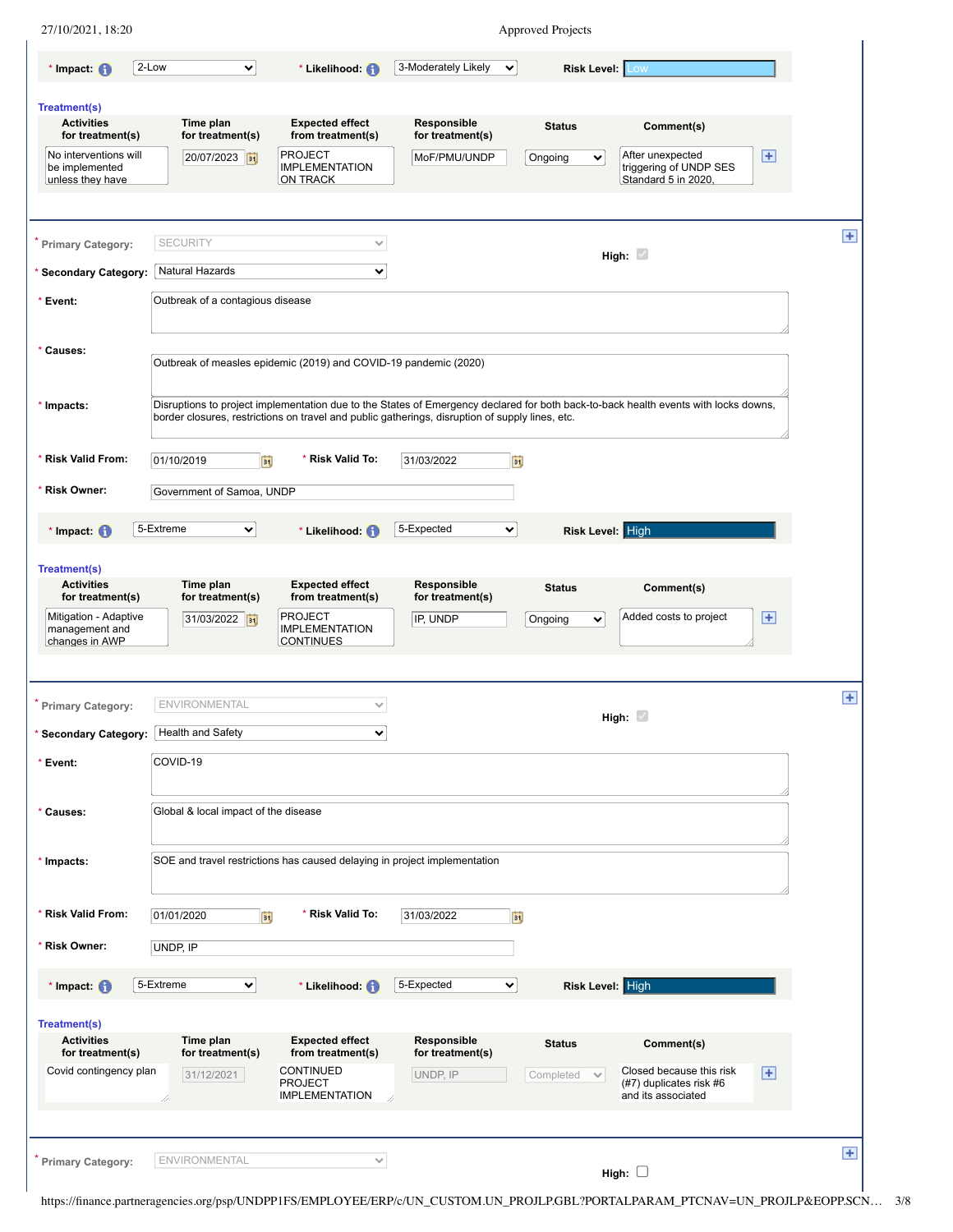**\* Impact:** 2-Low **\* Likelihood:** 3-Moderately Likely **Risk Level:** Low

**Treatment(s)**

| Activities for treatment(s) | Time plan for treatment(s) | Expected effect from treatment(s) | Responsible for treatment(s) | Status | Comment(s) |
|---|---|---|---|---|---|
| No interventions will be implemented unless they have | 20/07/2023 | PROJECT IMPLEMENTATION ON TRACK | MoF/PMU/UNDP | Ongoing | After unexpected triggering of UNDP SES Standard 5 in 2020, |

---

**\* Primary Category:** SECURITY **High:** ☑

**\* Secondary Category:** Natural Hazards

**\* Event:** Outbreak of a contagious disease

**\* Causes:** Outbreak of measles epidemic (2019) and COVID-19 pandemic (2020)

**\* Impacts:** Disruptions to project implementation due to the States of Emergency declared for both back-to-back health events with locks downs, border closures, restrictions on travel and public gatherings, disruption of supply lines, etc.

**\* Risk Valid From:** 01/10/2019 **\* Risk Valid To:** 31/03/2022

**\* Risk Owner:** Government of Samoa, UNDP

**\* Impact:** 5-Extreme **\* Likelihood:** 5-Expected **Risk Level:** High

**Treatment(s)**

| Activities for treatment(s) | Time plan for treatment(s) | Expected effect from treatment(s) | Responsible for treatment(s) | Status | Comment(s) |
|---|---|---|---|---|---|
| Mitigation - Adaptive management and changes in AWP | 31/03/2022 | PROJECT IMPLEMENTATION CONTINUES | IP, UNDP | Ongoing | Added costs to project |

---

**\* Primary Category:** ENVIRONMENTAL **High:** ☑

**\* Secondary Category:** Health and Safety

**\* Event:** COVID-19

**\* Causes:** Global & local impact of the disease

**\* Impacts:** SOE and travel restrictions has caused delaying in project implementation

**\* Risk Valid From:** 01/01/2020 **\* Risk Valid To:** 31/03/2022

**\* Risk Owner:** UNDP, IP

**\* Impact:** 5-Extreme **\* Likelihood:** 5-Expected **Risk Level:** High

**Treatment(s)**

| Activities for treatment(s) | Time plan for treatment(s) | Expected effect from treatment(s) | Responsible for treatment(s) | Status | Comment(s) |
|---|---|---|---|---|---|
| Covid contingency plan | 31/12/2021 | CONTINUED PROJECT IMPLEMENTATION | UNDP, IP | Completed | Closed because this risk (#7) duplicates risk #6 and its associated |

---

**\* Primary Category:** ENVIRONMENTAL **High:** ☐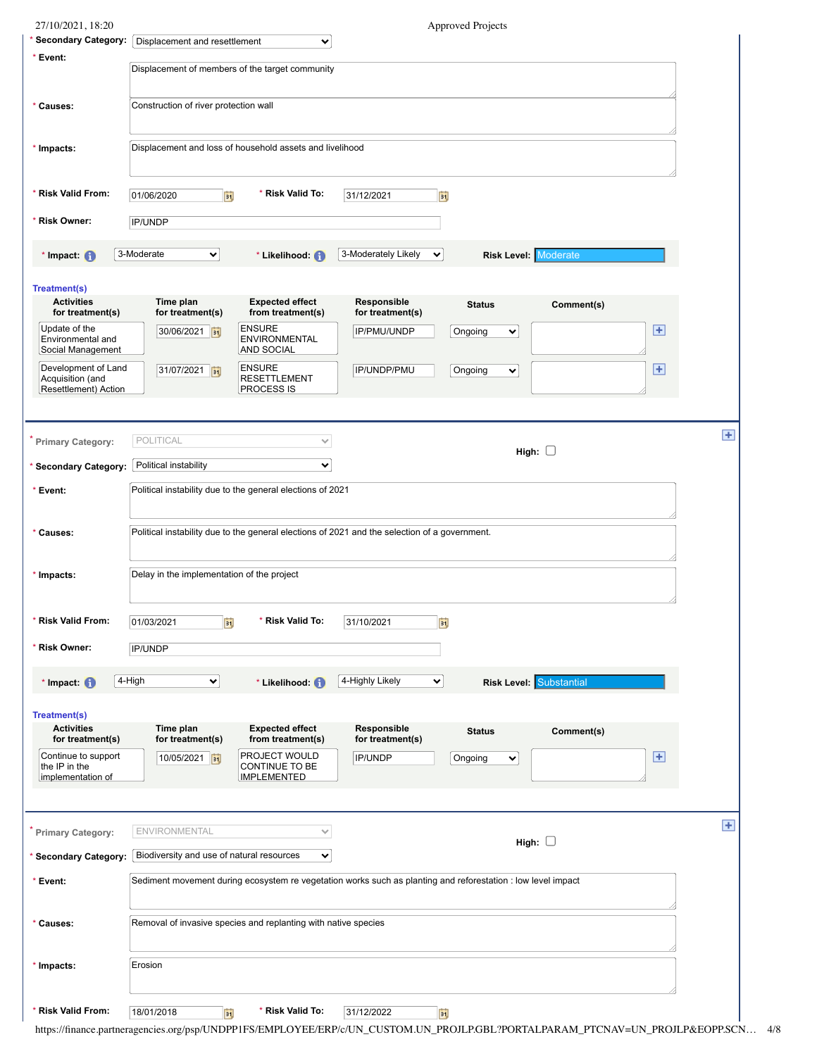**Secondary Category:** Displacement and resettlement

**Event:** Displacement of members of the target community

**Causes:** Construction of river protection wall

**Impacts:** Displacement and loss of household assets and livelihood

**Risk Valid From:** 01/06/2020 **Risk Valid To:** 31/12/2021

**Risk Owner:** IP/UNDP

**Impact:** 3-Moderate **Likelihood:** 3-Moderately Likely **Risk Level:** Moderate

**Treatment(s)**

| Activities for treatment(s) | Time plan for treatment(s) | Expected effect from treatment(s) | Responsible for treatment(s) | Status | Comment(s) |
|---|---|---|---|---|---|
| Update of the Environmental and Social Management | 30/06/2021 | ENSURE ENVIRONMENTAL AND SOCIAL | IP/PMU/UNDP | Ongoing | |
| Development of Land Acquisition (and Resettlement) Action | 31/07/2021 | ENSURE RESETTLEMENT PROCESS IS | IP/UNDP/PMU | Ongoing | |

---

**Primary Category:** POLITICAL **High:** ☐

**Secondary Category:** Political instability

**Event:** Political instability due to the general elections of 2021

**Causes:** Political instability due to the general elections of 2021 and the selection of a government.

**Impacts:** Delay in the implementation of the project

**Risk Valid From:** 01/03/2021 **Risk Valid To:** 31/10/2021

**Risk Owner:** IP/UNDP

**Impact:** 4-High **Likelihood:** 4-Highly Likely **Risk Level:** Substantial

**Treatment(s)**

| Activities for treatment(s) | Time plan for treatment(s) | Expected effect from treatment(s) | Responsible for treatment(s) | Status | Comment(s) |
|---|---|---|---|---|---|
| Continue to support the IP in the implementation of | 10/05/2021 | PROJECT WOULD CONTINUE TO BE IMPLEMENTED | IP/UNDP | Ongoing | |

---

**Primary Category:** ENVIRONMENTAL **High:** ☐

**Secondary Category:** Biodiversity and use of natural resources

**Event:** Sediment movement during ecosystem re vegetation works such as planting and reforestation : low level impact

**Causes:** Removal of invasive species and replanting with native species

**Impacts:** Erosion

**Risk Valid From:** 18/01/2018 **Risk Valid To:** 31/12/2022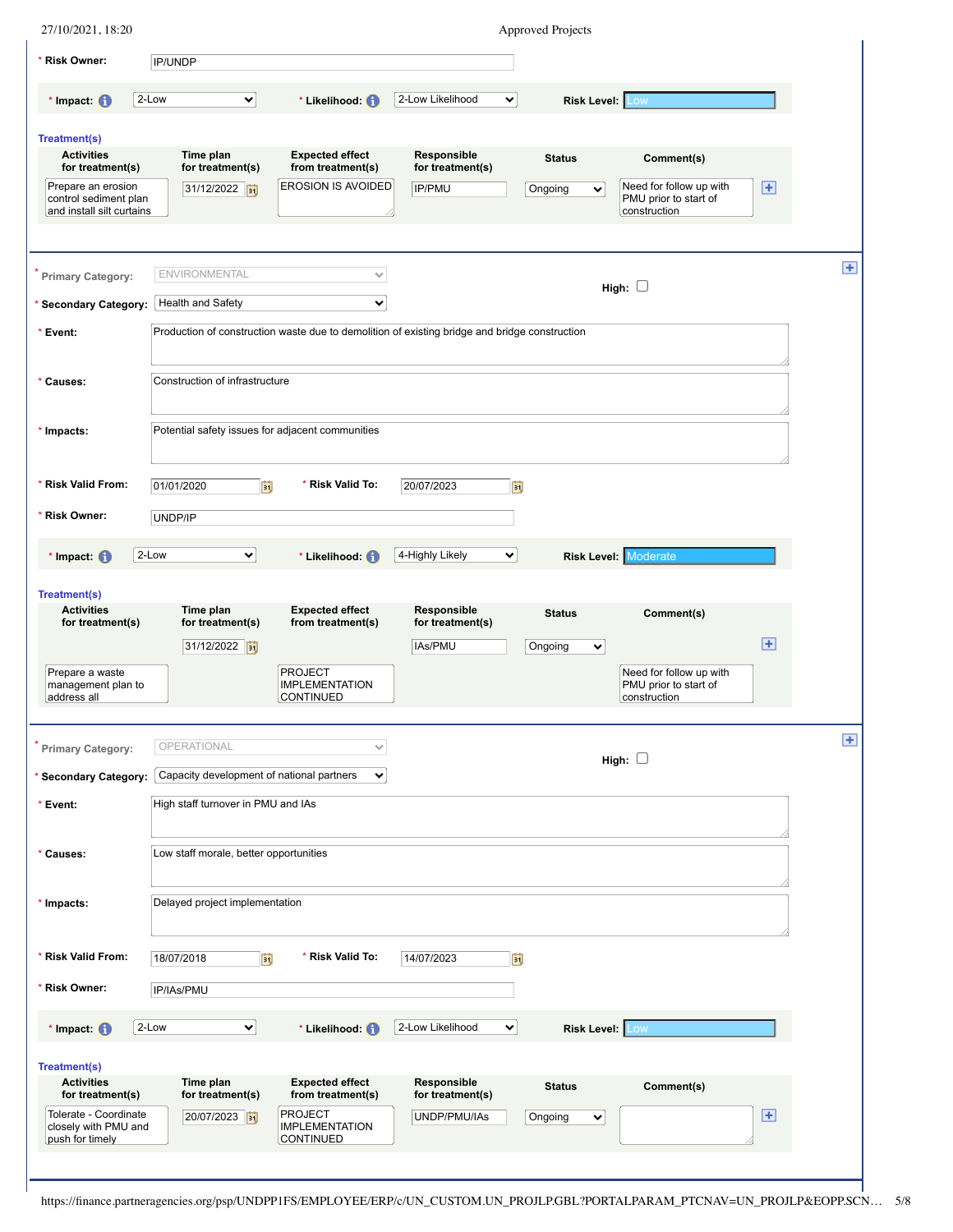**\* Risk Owner:** IP/UNDP

**\* Impact:** 2-Low | **\* Likelihood:** 2-Low Likelihood | **Risk Level:** Low

**Treatment(s)**

| Activities for treatment(s) | Time plan for treatment(s) | Expected effect from treatment(s) | Responsible for treatment(s) | Status | Comment(s) |
|---|---|---|---|---|---|
| Prepare an erosion control sediment plan and install silt curtains | 31/12/2022 | EROSION IS AVOIDED | IP/PMU | Ongoing | Need for follow up with PMU prior to start of construction |

---

**\* Primary Category:** ENVIRONMENTAL

**High:** ☐

**\* Secondary Category:** Health and Safety

**\* Event:** Production of construction waste due to demolition of existing bridge and bridge construction

**\* Causes:** Construction of infrastructure

**\* Impacts:** Potential safety issues for adjacent communities

**\* Risk Valid From:** 01/01/2020 | **\* Risk Valid To:** 20/07/2023

**\* Risk Owner:** UNDP/IP

**\* Impact:** 2-Low | **\* Likelihood:** 4-Highly Likely | **Risk Level:** Moderate

**Treatment(s)**

| Activities for treatment(s) | Time plan for treatment(s) | Expected effect from treatment(s) | Responsible for treatment(s) | Status | Comment(s) |
|---|---|---|---|---|---|
| Prepare a waste management plan to address all | 31/12/2022 | PROJECT IMPLEMENTATION CONTINUED | IAs/PMU | Ongoing | Need for follow up with PMU prior to start of construction |

---

**\* Primary Category:** OPERATIONAL

**High:** ☐

**\* Secondary Category:** Capacity development of national partners

**\* Event:** High staff turnover in PMU and IAs

**\* Causes:** Low staff morale, better opportunities

**\* Impacts:** Delayed project implementation

**\* Risk Valid From:** 18/07/2018 | **\* Risk Valid To:** 14/07/2023

**\* Risk Owner:** IP/IAs/PMU

**\* Impact:** 2-Low | **\* Likelihood:** 2-Low Likelihood | **Risk Level:** Low

**Treatment(s)**

| Activities for treatment(s) | Time plan for treatment(s) | Expected effect from treatment(s) | Responsible for treatment(s) | Status | Comment(s) |
|---|---|---|---|---|---|
| Tolerate - Coordinate closely with PMU and push for timely | 20/07/2023 | PROJECT IMPLEMENTATION CONTINUED | UNDP/PMU/IAs | Ongoing | |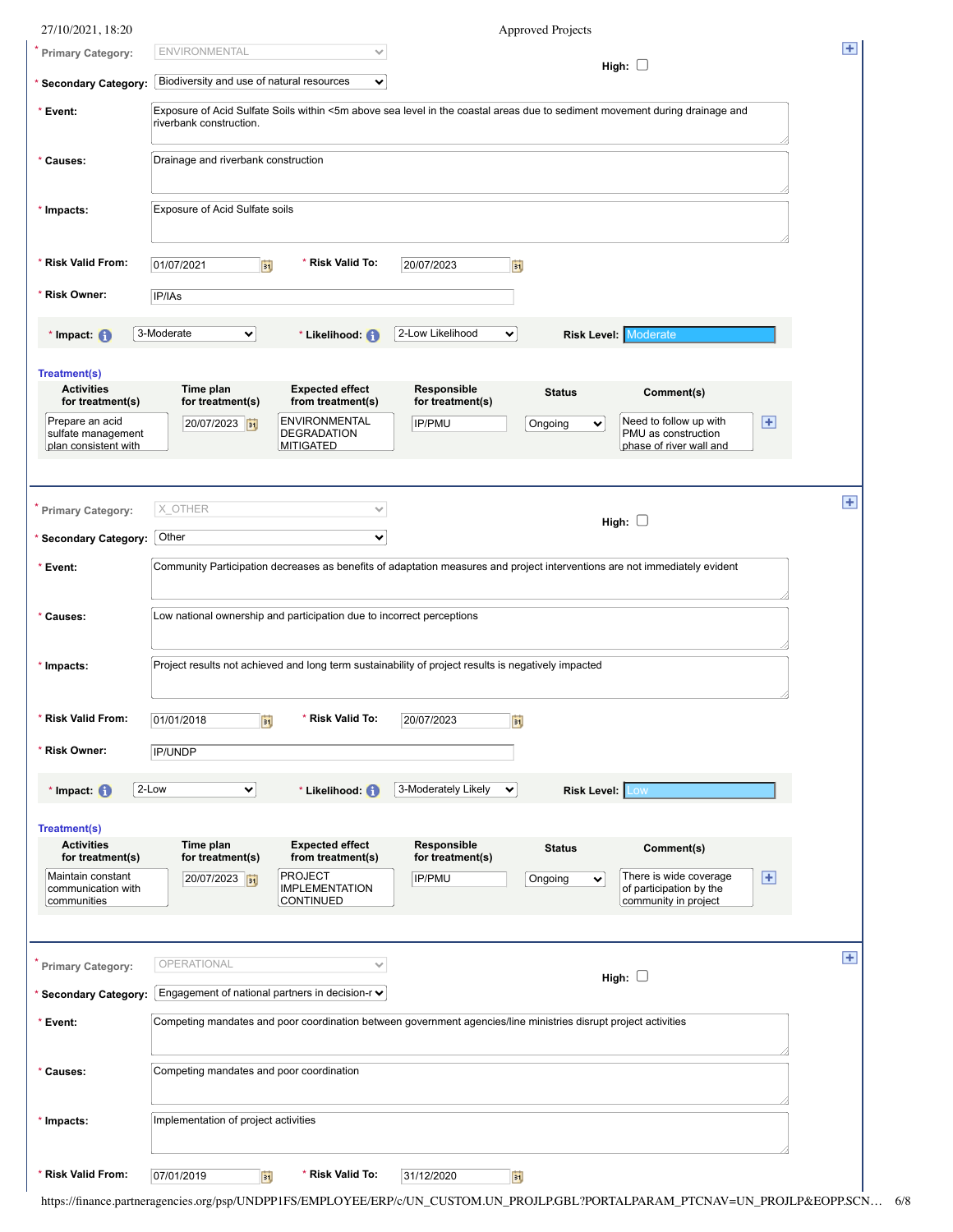* **Primary Category:** ENVIRONMENTAL

**High:** ☐

* **Secondary Category:** Biodiversity and use of natural resources

* **Event:** Exposure of Acid Sulfate Soils within <5m above sea level in the coastal areas due to sediment movement during drainage and riverbank construction.

* **Causes:** Drainage and riverbank construction

* **Impacts:** Exposure of Acid Sulfate soils

* **Risk Valid From:** 01/07/2021 * **Risk Valid To:** 20/07/2023

* **Risk Owner:** IP/IAs

* **Impact:** 3-Moderate * **Likelihood:** 2-Low Likelihood **Risk Level:** Moderate

**Treatment(s)**

| Activities for treatment(s) | Time plan for treatment(s) | Expected effect from treatment(s) | Responsible for treatment(s) | Status | Comment(s) |
|---|---|---|---|---|---|
| Prepare an acid sulfate management plan consistent with | 20/07/2023 | ENVIRONMENTAL DEGRADATION MITIGATED | IP/PMU | Ongoing | Need to follow up with PMU as construction phase of river wall and |

---

* **Primary Category:** X_OTHER

**High:** ☐

* **Secondary Category:** Other

* **Event:** Community Participation decreases as benefits of adaptation measures and project interventions are not immediately evident

* **Causes:** Low national ownership and participation due to incorrect perceptions

* **Impacts:** Project results not achieved and long term sustainability of project results is negatively impacted

* **Risk Valid From:** 01/01/2018 * **Risk Valid To:** 20/07/2023

* **Risk Owner:** IP/UNDP

* **Impact:** 2-Low * **Likelihood:** 3-Moderately Likely **Risk Level:** Low

**Treatment(s)**

| Activities for treatment(s) | Time plan for treatment(s) | Expected effect from treatment(s) | Responsible for treatment(s) | Status | Comment(s) |
|---|---|---|---|---|---|
| Maintain constant communication with communities | 20/07/2023 | PROJECT IMPLEMENTATION CONTINUED | IP/PMU | Ongoing | There is wide coverage of participation by the community in project |

---

* **Primary Category:** OPERATIONAL

**High:** ☐

* **Secondary Category:** Engagement of national partners in decision-r

* **Event:** Competing mandates and poor coordination between government agencies/line ministries disrupt project activities

* **Causes:** Competing mandates and poor coordination

* **Impacts:** Implementation of project activities

* **Risk Valid From:** 07/01/2019 * **Risk Valid To:** 31/12/2020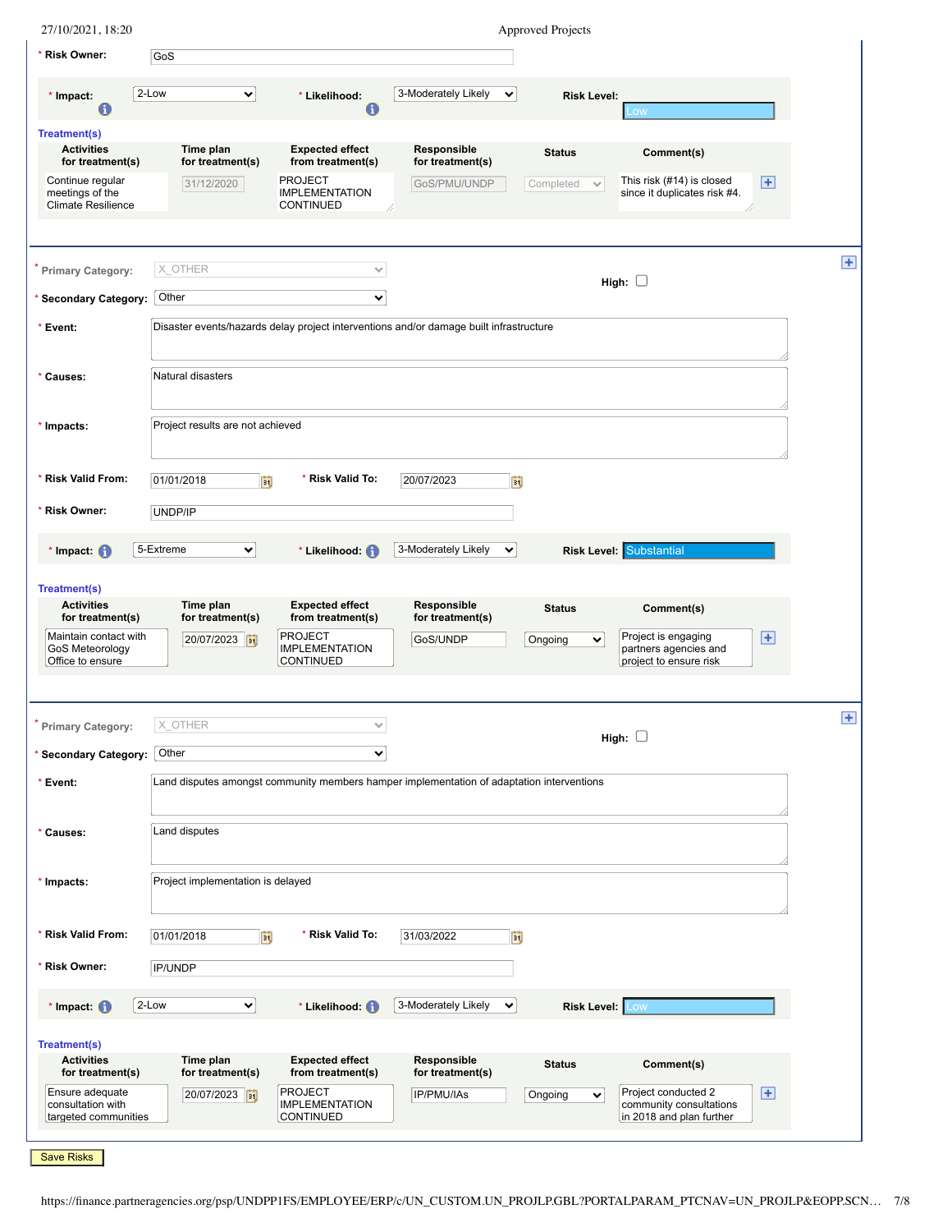* **Risk Owner:** GoS

* **Impact:** 2-Low | * **Likelihood:** 3-Moderately Likely | **Risk Level:** Low

**Treatment(s)**

| Activities for treatment(s) | Time plan for treatment(s) | Expected effect from treatment(s) | Responsible for treatment(s) | Status | Comment(s) |
|---|---|---|---|---|---|
| Continue regular meetings of the Climate Resilience | 31/12/2020 | PROJECT IMPLEMENTATION CONTINUED | GoS/PMU/UNDP | Completed | This risk (#14) is closed since it duplicates risk #4. |

---

* **Primary Category:** X_OTHER

**High:** ☐

* **Secondary Category:** Other

* **Event:** Disaster events/hazards delay project interventions and/or damage built infrastructure

* **Causes:** Natural disasters

* **Impacts:** Project results are not achieved

* **Risk Valid From:** 01/01/2018 | * **Risk Valid To:** 20/07/2023

* **Risk Owner:** UNDP/IP

* **Impact:** 5-Extreme | * **Likelihood:** 3-Moderately Likely | **Risk Level:** Substantial

**Treatment(s)**

| Activities for treatment(s) | Time plan for treatment(s) | Expected effect from treatment(s) | Responsible for treatment(s) | Status | Comment(s) |
|---|---|---|---|---|---|
| Maintain contact with GoS Meteorology Office to ensure | 20/07/2023 | PROJECT IMPLEMENTATION CONTINUED | GoS/UNDP | Ongoing | Project is engaging partners agencies and project to ensure risk |

---

* **Primary Category:** X_OTHER

**High:** ☐

* **Secondary Category:** Other

* **Event:** Land disputes amongst community members hamper implementation of adaptation interventions

* **Causes:** Land disputes

* **Impacts:** Project implementation is delayed

* **Risk Valid From:** 01/01/2018 | * **Risk Valid To:** 31/03/2022

* **Risk Owner:** IP/UNDP

* **Impact:** 2-Low | * **Likelihood:** 3-Moderately Likely | **Risk Level:** Low

**Treatment(s)**

| Activities for treatment(s) | Time plan for treatment(s) | Expected effect from treatment(s) | Responsible for treatment(s) | Status | Comment(s) |
|---|---|---|---|---|---|
| Ensure adequate consultation with targeted communities | 20/07/2023 | PROJECT IMPLEMENTATION CONTINUED | IP/PMU/IAs | Ongoing | Project conducted 2 community consultations in 2018 and plan further |

Save Risks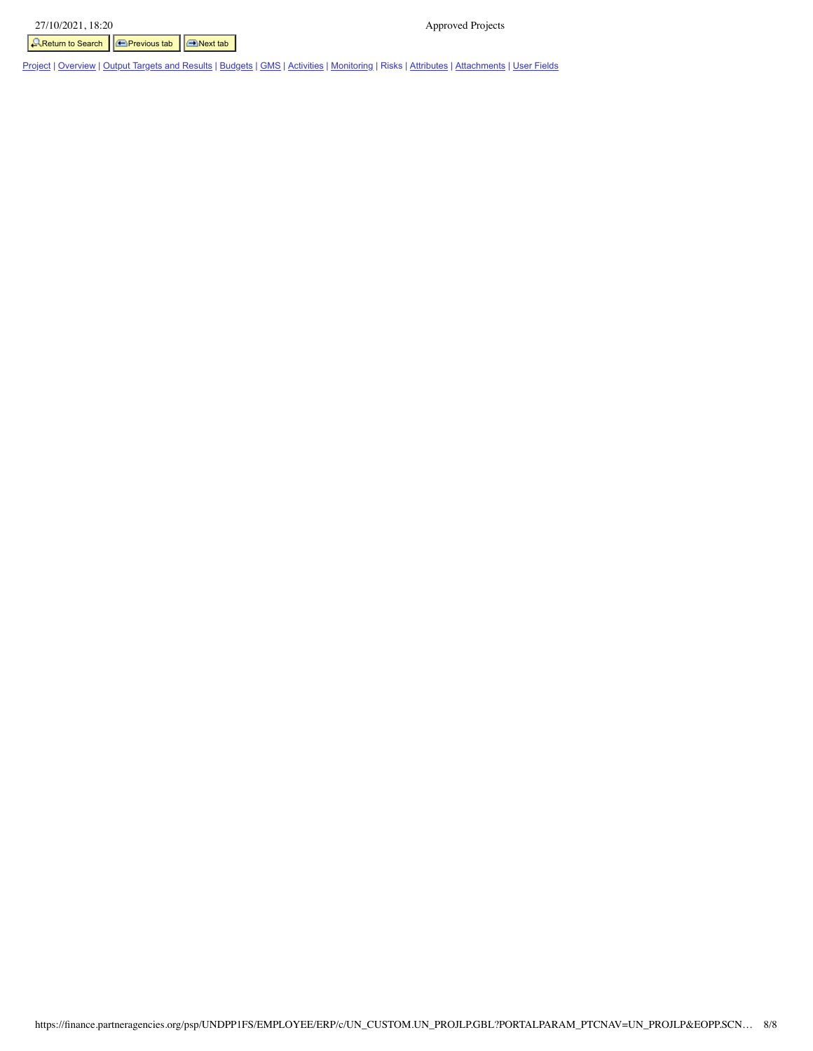Return to Search | Previous tab | Next tab

Project | Overview | Output Targets and Results | Budgets | GMS | Activities | Monitoring | Risks | Attributes | Attachments | User Fields